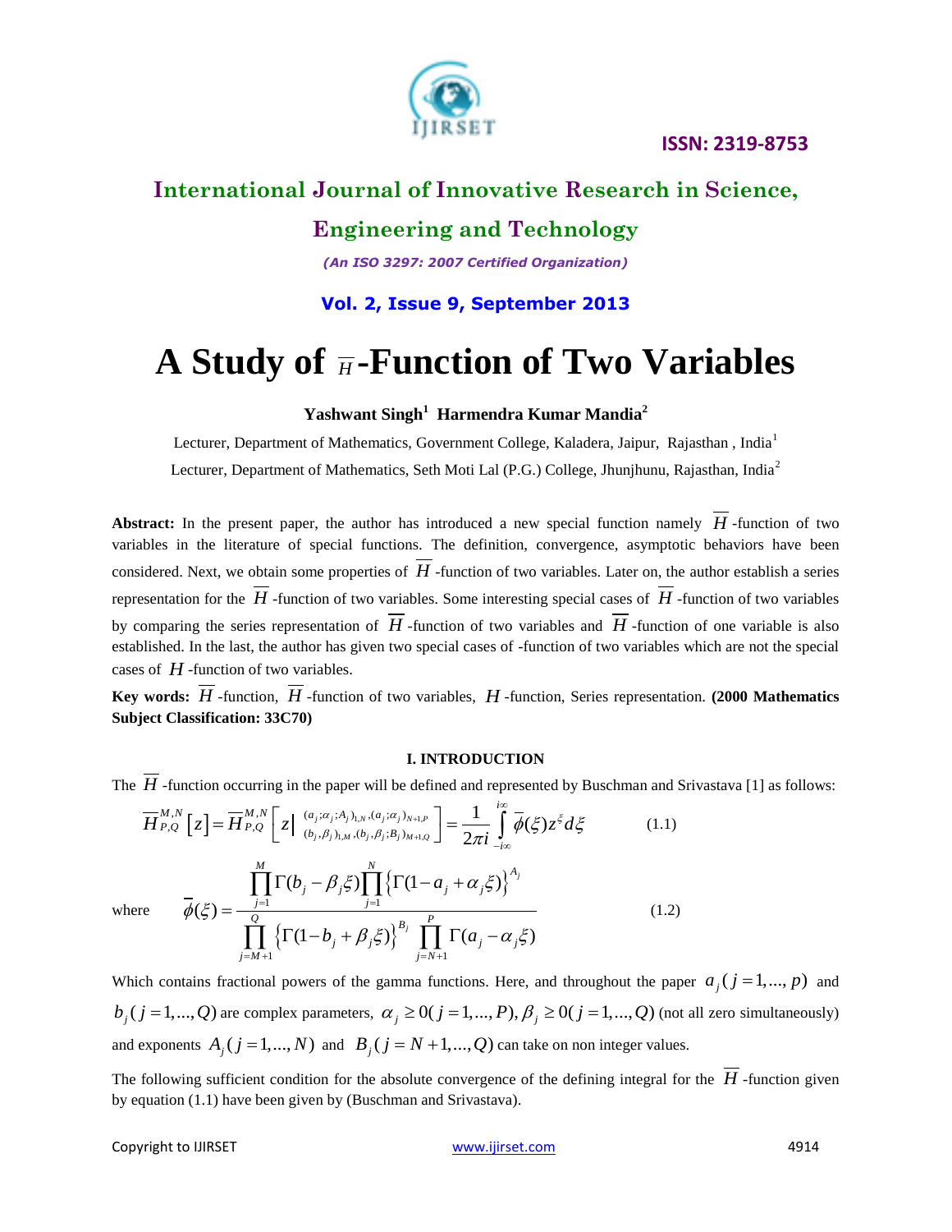ISSN: 2319-8753

# International Journal of Innovative Research in Science, Engineering and Technology

*(An ISO 3297: 2007 Certified Organization)*

**Vol. 2, Issue 9, September 2013**

# A Study of $\overline{H}$-Function of Two Variables

**Yashwant Singh[1] Harmendra Kumar Mandia[2]**

Lecturer, Department of Mathematics, Government College, Kaladera, Jaipur, Rajasthan , India[1]

Lecturer, Department of Mathematics, Seth Moti Lal (P.G.) College, Jhunjhunu, Rajasthan, India[2]

**Abstract:** In the present paper, the author has introduced a new special function namely $\overline{H}$-function of two variables in the literature of special functions. The definition, convergence, asymptotic behaviors have been considered. Next, we obtain some properties of $\overline{H}$-function of two variables. Later on, the author establish a series representation for the $\overline{H}$-function of two variables. Some interesting special cases of $\overline{H}$-function of two variables by comparing the series representation of $\overline{H}$-function of two variables and $\overline{H}$-function of one variable is also established. In the last, the author has given two special cases of -function of two variables which are not the special cases of $H$-function of two variables.

**Key words:** $\overline{H}$-function, $\overline{H}$-function of two variables, $H$-function, Series representation. **(2000 Mathematics Subject Classification: 33C70)**

## I. INTRODUCTION

The $\overline{H}$-function occurring in the paper will be defined and represented by Buschman and Srivastava [1] as follows:

$$\overline{H}_{P,Q}^{M,N}\left[z\right]=\overline{H}_{P,Q}^{M,N}\left[z\left|\begin{matrix}(a_j;\alpha_j;A_j)_{1,N},(a_j;\alpha_j)_{N+1,P}\\(b_j,\beta_j)_{1,M},(b_j,\beta_j;B_j)_{M+1,Q}\end{matrix}\right.\right]=\frac{1}{2\pi i}\int_{-i\infty}^{i\infty}\overline{\phi}(\xi)z^{\xi}d\xi \qquad (1.1)$$

where

$$\overline{\phi}(\xi)=\frac{\prod_{j=1}^{M}\Gamma(b_j-\beta_j\xi)\prod_{j=1}^{N}\left\{\Gamma(1-a_j+\alpha_j\xi)\right\}^{A_j}}{\prod_{j=M+1}^{Q}\left\{\Gamma(1-b_j+\beta_j\xi)\right\}^{B_j}\prod_{j=N+1}^{P}\Gamma(a_j-\alpha_j\xi)} \qquad (1.2)$$

Which contains fractional powers of the gamma functions. Here, and throughout the paper $a_j(j=1,...,p)$ and $b_j(j=1,...,Q)$ are complex parameters, $\alpha_j\geq 0(j=1,...,P),\beta_j\geq 0(j=1,...,Q)$ (not all zero simultaneously) and exponents $A_j(j=1,...,N)$ and $B_j(j=N+1,...,Q)$ can take on non integer values.

The following sufficient condition for the absolute convergence of the defining integral for the $\overline{H}$-function given by equation (1.1) have been given by (Buschman and Srivastava).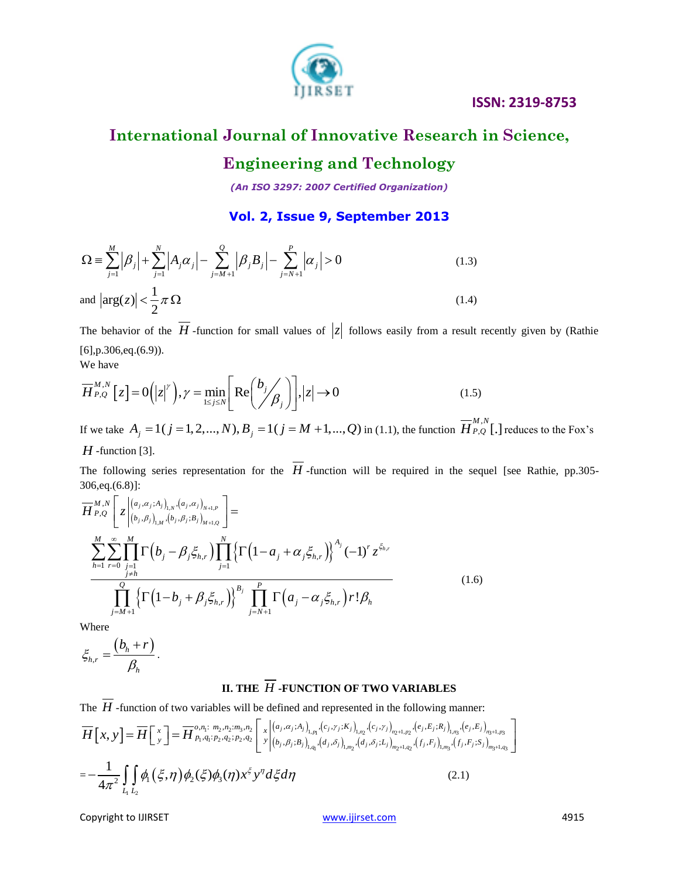$$\Omega \equiv \sum_{j=1}^{M}\left|\beta_j\right| + \sum_{j=1}^{N}\left|A_j\alpha_j\right| - \sum_{j=M+1}^{Q}\left|\beta_j B_j\right| - \sum_{j=N+1}^{P}\left|\alpha_j\right| > 0 \tag{1.3}$$

and $$\left|\arg(z)\right| < \frac{1}{2}\pi\,\Omega \tag{1.4}$$

The behavior of the $\overline{H}$-function for small values of $|z|$ follows easily from a result recently given by (Rathie [6],p.306,eq.(6.9)).

We have

$$\overline{H}_{P,Q}^{M,N}\left[z\right] = 0\left(|z|^{\gamma}\right), \gamma = \min_{1\le j\le N}\left[\operatorname{Re}\left(b_j \big/ \beta_j\right)\right], |z| \to 0 \tag{1.5}$$

If we take $A_j = 1(j = 1,2,...,N), B_j = 1(j = M+1,...,Q)$ in (1.1), the function $\overline{H}_{P,Q}^{M,N}[.]$ reduces to the Fox's $H$-function [3].

The following series representation for the $\overline{H}$-function will be required in the sequel [see Rathie, pp.305-306,eq.(6.8)]:

$$\overline{H}_{P,Q}^{M,N}\left[z\left|\begin{matrix}(a_j,\alpha_j;A_j)_{1,N},(a_j,\alpha_j)_{N+1,P}\\(b_j,\beta_j)_{1,M},(b_j,\beta_j;B_j)_{M+1,Q}\end{matrix}\right.\right] = \frac{\displaystyle\sum_{h=1}^{M}\sum_{r=0}^{\infty}\prod_{\substack{j=1\\j\ne h}}^{M}\Gamma\left(b_j - \beta_j\xi_{h,r}\right)\prod_{j=1}^{N}\left\{\Gamma\left(1-a_j+\alpha_j\xi_{h,r}\right)\right\}^{A_j}(-1)^r z^{\xi_{h,r}}}{\displaystyle\prod_{j=M+1}^{Q}\left\{\Gamma\left(1-b_j+\beta_j\xi_{h,r}\right)\right\}^{B_j}\prod_{j=N+1}^{P}\Gamma\left(a_j-\alpha_j\xi_{h,r}\right)r!\beta_h} \tag{1.6}$$

Where

$$\xi_{h,r} = \frac{(b_h + r)}{\beta_h}.$$

## II. THE $\overline{H}$-FUNCTION OF TWO VARIABLES

The $\overline{H}$-function of two variables will be defined and represented in the following manner:

$$\overline{H}[x,y] = \overline{H}\left[\begin{smallmatrix}x\\y\end{smallmatrix}\right] = \overline{H}_{p_1,q_1:p_2,q_2;p_2,q_2}^{o,n_1:\,m_2,n_2:m_3,n_2}\left[\begin{matrix}x\\y\end{matrix}\left|\begin{matrix}(a_j,\alpha_j;A_j)_{1,p_1},(c_j,\gamma_j;K_j)_{1,n_2},(c_j,\gamma_j)_{n_2+1,p_2},(e_j,E_j;R_j)_{1,n_3},(e_j,E_j)_{n_3+1,p_3}\\(b_j,\beta_j;B_j)_{1,q_1},(d_j,\delta_j)_{1,m_2},(d_j,\delta_j;L_j)_{m_2+1,q_2},(f_j,F_j)_{1,m_3},(f_j,F_j;S_j)_{m_3+1,q_3}\end{matrix}\right.\right]$$

$$= -\frac{1}{4\pi^2}\int_{L_1}\int_{L_2}\phi_1(\xi,\eta)\phi_2(\xi)\phi_3(\eta)x^{\xi}y^{\eta}d\xi d\eta \tag{2.1}$$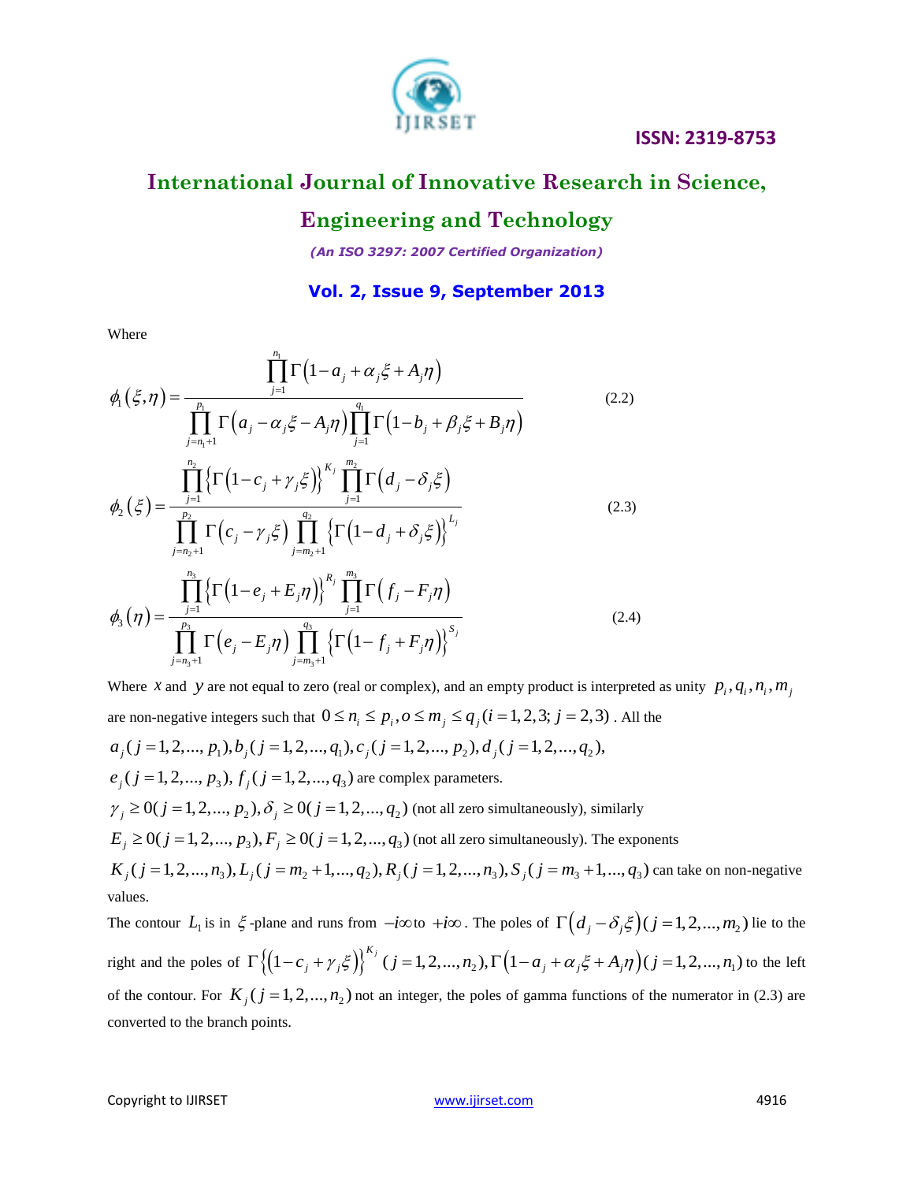Where

$$\phi_1(\xi,\eta) = \frac{\prod_{j=1}^{n_1} \Gamma\left(1-a_j+\alpha_j\xi+A_j\eta\right)}{\prod_{j=n_1+1}^{p_1} \Gamma\left(a_j-\alpha_j\xi-A_j\eta\right)\prod_{j=1}^{q_1}\Gamma\left(1-b_j+\beta_j\xi+B_j\eta\right)} \tag{2.2}$$

$$\phi_2(\xi) = \frac{\prod_{j=1}^{n_2} \left\{\Gamma\left(1-c_j+\gamma_j\xi\right)\right\}^{K_j} \prod_{j=1}^{m_2} \Gamma\left(d_j-\delta_j\xi\right)}{\prod_{j=n_2+1}^{p_2} \Gamma\left(c_j-\gamma_j\xi\right) \prod_{j=m_2+1}^{q_2} \left\{\Gamma\left(1-d_j+\delta_j\xi\right)\right\}^{L_j}} \tag{2.3}$$

$$\phi_3(\eta) = \frac{\prod_{j=1}^{n_3} \left\{\Gamma\left(1-e_j+E_j\eta\right)\right\}^{R_j} \prod_{j=1}^{m_3} \Gamma\left(f_j-F_j\eta\right)}{\prod_{j=n_3+1}^{p_3} \Gamma\left(e_j-E_j\eta\right) \prod_{j=m_3+1}^{q_3} \left\{\Gamma\left(1-f_j+F_j\eta\right)\right\}^{S_j}} \tag{2.4}$$

Where $x$ and $y$ are not equal to zero (real or complex), and an empty product is interpreted as unity $p_i, q_i, n_i, m_j$ are non-negative integers such that $0 \le n_i \le p_i, o \le m_j \le q_j (i = 1,2,3; j = 2,3)$ . All the $a_j (j = 1,2,..., p_1), b_j (j = 1,2,..., q_1), c_j (j = 1,2,..., p_2), d_j (j = 1,2,..., q_2),$ $e_j (j = 1,2,..., p_3), f_j (j = 1,2,..., q_3)$ are complex parameters.
$\gamma_j \ge 0 (j = 1,2,..., p_2), \delta_j \ge 0 (j = 1,2,..., q_2)$ (not all zero simultaneously), similarly $E_j \ge 0 (j = 1,2,..., p_3), F_j \ge 0 (j = 1,2,..., q_3)$ (not all zero simultaneously). The exponents $K_j (j = 1,2,..., n_3), L_j (j = m_2 + 1,..., q_2), R_j (j = 1,2,..., n_3), S_j (j = m_3 + 1,..., q_3)$ can take on non-negative values.

The contour $L_1$ is in $\xi$-plane and runs from $-i\infty$ to $+i\infty$. The poles of $\Gamma\left(d_j - \delta_j\xi\right) (j = 1,2,..., m_2)$ lie to the right and the poles of $\Gamma\left\{\left(1-c_j+\gamma_j\xi\right)\right\}^{K_j} (j = 1,2,..., n_2), \Gamma\left(1-a_j+\alpha_j\xi+A_j\eta\right) (j = 1,2,..., n_1)$ to the left of the contour. For $K_j (j = 1,2,..., n_2)$ not an integer, the poles of gamma functions of the numerator in (2.3) are converted to the branch points.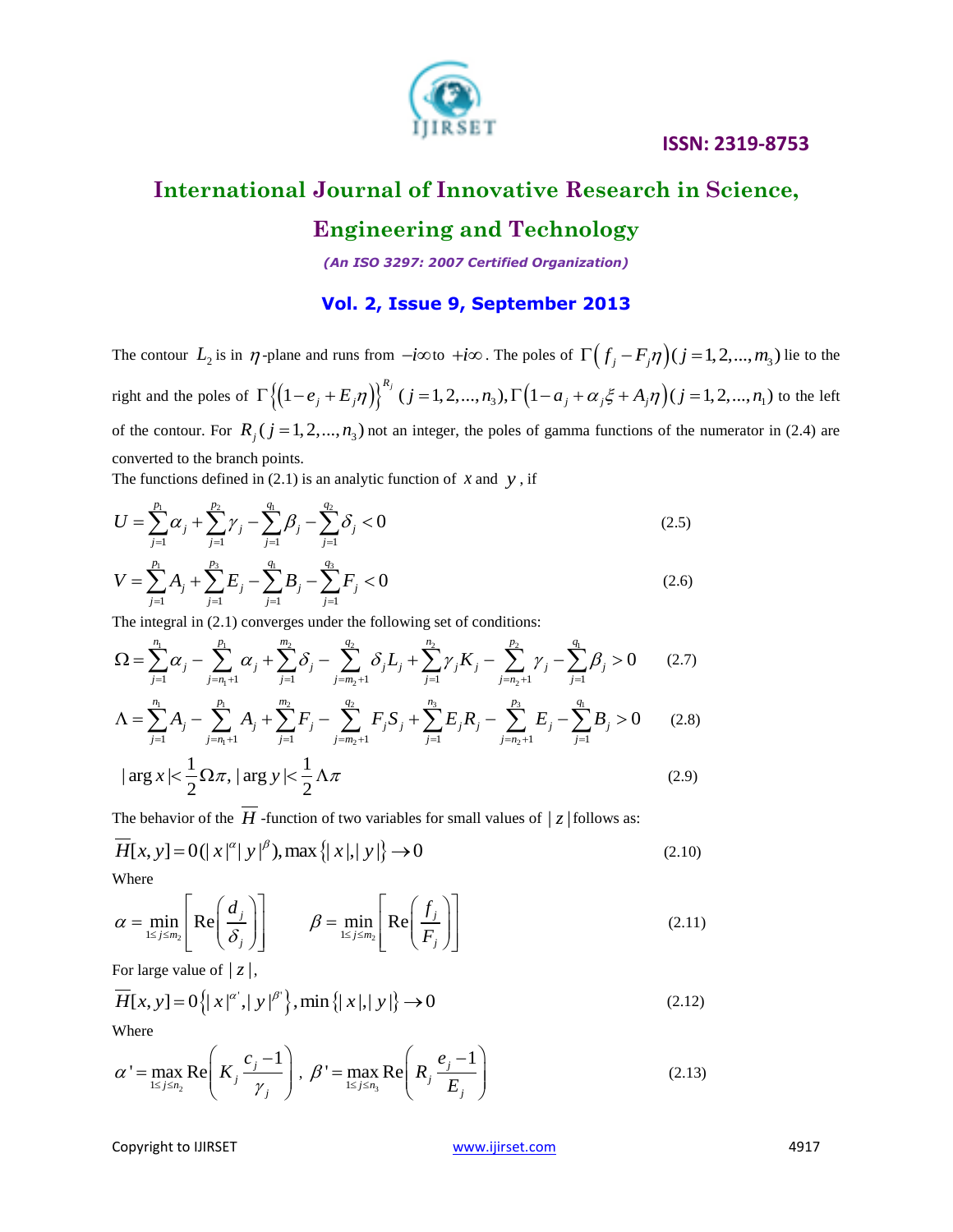The contour $L_2$ is in $\eta$-plane and runs from $-i\infty$ to $+i\infty$. The poles of $\Gamma\left(f_j - F_j\eta\right)(j=1,2,...,m_3)$ lie to the right and the poles of $\Gamma\left\{\left(1-e_j+E_j\eta\right)\right\}^{R_j}(j=1,2,...,n_3), \Gamma\left(1-a_j+\alpha_j\xi+A_j\eta\right)(j=1,2,...,n_1)$ to the left of the contour. For $R_j(j=1,2,...,n_3)$ not an integer, the poles of gamma functions of the numerator in (2.4) are converted to the branch points.

The functions defined in (2.1) is an analytic function of $x$ and $y$, if

$$U=\sum_{j=1}^{p_1}\alpha_j+\sum_{j=1}^{p_2}\gamma_j-\sum_{j=1}^{q_1}\beta_j-\sum_{j=1}^{q_2}\delta_j<0 \tag{2.5}$$

$$V=\sum_{j=1}^{p_1}A_j+\sum_{j=1}^{p_3}E_j-\sum_{j=1}^{q_1}B_j-\sum_{j=1}^{q_3}F_j<0 \tag{2.6}$$

The integral in (2.1) converges under the following set of conditions:

$$\Omega=\sum_{j=1}^{n_1}\alpha_j-\sum_{j=n_1+1}^{p_1}\alpha_j+\sum_{j=1}^{m_2}\delta_j-\sum_{j=m_2+1}^{q_2}\delta_jL_j+\sum_{j=1}^{n_2}\gamma_jK_j-\sum_{j=n_2+1}^{p_2}\gamma_j-\sum_{j=1}^{q_1}\beta_j>0 \tag{2.7}$$

$$\Lambda=\sum_{j=1}^{n_1}A_j-\sum_{j=n_1+1}^{p_1}A_j+\sum_{j=1}^{m_2}F_j-\sum_{j=m_2+1}^{q_2}F_jS_j+\sum_{j=1}^{n_3}E_jR_j-\sum_{j=n_2+1}^{p_3}E_j-\sum_{j=1}^{q_1}B_j>0 \tag{2.8}$$

$$|\arg x|<\frac{1}{2}\Omega\pi,\ |\arg y|<\frac{1}{2}\Lambda\pi \tag{2.9}$$

The behavior of the $\overline{H}$-function of two variables for small values of $|z|$ follows as:

$$\overline{H}[x,y]=0(|x|^{\alpha}|y|^{\beta}),\max\{|x|,|y|\}\rightarrow 0 \tag{2.10}$$

Where

$$\alpha=\min_{1\le j\le m_2}\left[\operatorname{Re}\left(\frac{d_j}{\delta_j}\right)\right]\qquad \beta=\min_{1\le j\le m_2}\left[\operatorname{Re}\left(\frac{f_j}{F_j}\right)\right] \tag{2.11}$$

For large value of $|z|$,

$$\overline{H}[x,y]=0\left\{|x|^{\alpha'},|y|^{\beta'}\right\},\min\{|x|,|y|\}\rightarrow 0 \tag{2.12}$$

Where

$$\alpha'=\max_{1\le j\le n_2}\operatorname{Re}\left(K_j\frac{c_j-1}{\gamma_j}\right),\ \beta'=\max_{1\le j\le n_3}\operatorname{Re}\left(R_j\frac{e_j-1}{E_j}\right) \tag{2.13}$$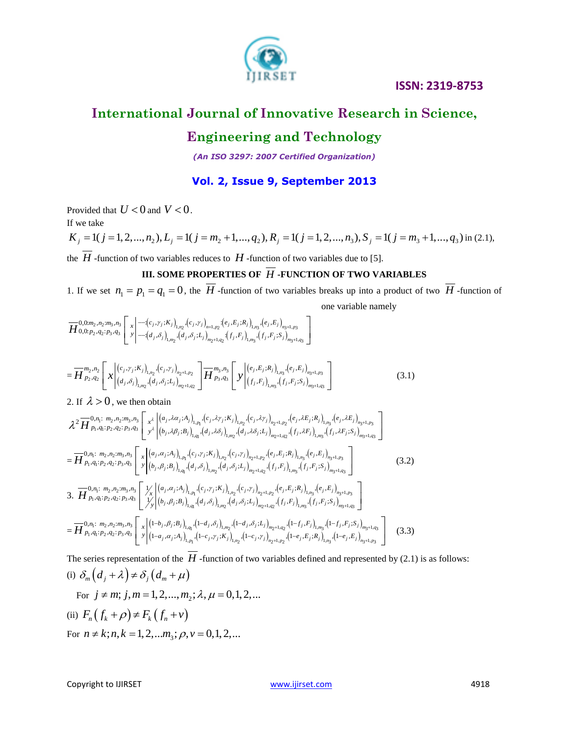Provided that $U < 0$ and $V < 0$.

If we take

$K_j = 1 (j = 1, 2, ..., n_2), L_j = 1 (j = m_2 + 1, ..., q_2), R_j = 1 (j = 1, 2, ..., n_3), S_j = 1 (j = m_3 + 1, ..., q_3)$ in (2.1),

the $\overline{H}$ -function of two variables reduces to $H$ -function of two variables due to [5].

### III. SOME PROPERTIES OF $\overline{H}$ -FUNCTION OF TWO VARIABLES

1. If we set $n_1 = p_1 = q_1 = 0$, the $\overline{H}$ -function of two variables breaks up into a product of two $\overline{H}$ -function of one variable namely

$$\overline{H}^{0,0:m_2,n_2:m_3,n_3}_{0,0:p_2,q_2:p_3,q_3}\left[\begin{matrix} x \\ y \end{matrix}\middle| \begin{matrix} --:(c_j,\gamma_j;K_j)_{1,n_2},(c_j,\gamma_j)_{n+1,p_2}:(e_j,E_j;R_j)_{1,n_3},(e_j,E_j)_{n_3+1,p_3} \\ --:(d_j,\delta_j)_{1,m_2},(d_j,\delta_j;L_j)_{m_2+1,q_2}:(f_j,F_j)_{1,m_3},(f_j,F_j;S_j)_{m_3+1,q_3} \end{matrix}\right]$$

$$= \overline{H}^{m_2,n_2}_{p_2,q_2}\left[x\middle| \begin{matrix} (c_j,\gamma_j;K_j)_{1,n_2},(c_j,\gamma_j)_{n_2+1,p_2} \\ (d_j,\delta_j)_{1,m_2},(d_j,\delta_j;L_j)_{m_2+1,q_2} \end{matrix}\right] \overline{H}^{m_3,n_3}_{p_3,q_3}\left[y\middle| \begin{matrix} (e_j,E_j;R_j)_{1,n_3},(e_j,E_j)_{n_3+1,p_3} \\ (f_j,F_j)_{1,m_3},(f_j,F_j;S_j)_{m_3+1,q_3} \end{matrix}\right] \quad (3.1)$$

2. If $\lambda > 0$, we then obtain

$$\lambda^2 \overline{H}^{0,n_1:\, m_2,n_2:m_3,n_3}_{p_1,q_1:p_2,q_2:p_3,q_3}\left[\begin{matrix} x^\lambda \\ y^\lambda \end{matrix}\middle| \begin{matrix} (a_j,\lambda\alpha_j;A_j)_{1,p_1},(c_j,\lambda\gamma_j;K_j)_{1,n_2},(c_j,\lambda\gamma_j)_{n_2+1,p_2},(e_j,\lambda E_j;R_j)_{1,n_3},(e_j,\lambda E_j)_{n_3+1,p_3} \\ (b_j,\lambda\beta_j;B_j)_{1,q_1},(d_j,\lambda\delta_j)_{1,m_2},(d_j,\lambda\delta_j;L_j)_{m_2+1,q_2},(f_j,\lambda F_j)_{1,m_3},(f_j,\lambda F_j;S_j)_{m_3+1,q_3} \end{matrix}\right]$$

$$= \overline{H}^{0,n_1:\, m_2,n_2:m_3,n_3}_{p_1,q_1:p_2,q_2:p_3,q_3}\left[\begin{matrix} x \\ y \end{matrix}\middle| \begin{matrix} (a_j,\alpha_j;A_j)_{1,p_1},(c_j,\gamma_j;K_j)_{1,n_2},(c_j,\gamma_j)_{n_2+1,p_2},(e_j,E_j;R_j)_{1,n_3},(e_j,E_j)_{n_3+1,p_3} \\ (b_j,\beta_j;B_j)_{1,q_1},(d_j,\delta_j)_{1,m_2},(d_j,\delta_j;L_j)_{m_2+1,q_2},(f_j,F_j)_{1,m_3},(f_j,F_j;S_j)_{m_3+1,q_3} \end{matrix}\right] \quad (3.2)$$

3. $$\overline{H}^{0,n_1:\, m_2,n_2:m_3,n_3}_{p_1,q_1:p_2,q_2:p_3,q_3}\left[\begin{matrix} 1/x \\ 1/y \end{matrix}\middle| \begin{matrix} (a_j,\alpha_j;A_j)_{1,p_1},(c_j,\gamma_j;K_j)_{1,n_2},(c_j,\gamma_j)_{n_2+1,p_2},(e_j,E_j;R_j)_{1,n_3},(e_j,E_j)_{n_3+1,p_3} \\ (b_j,\beta_j;B_j)_{1,q_1},(d_j,\delta_j)_{1,m_2},(d_j,\delta_j;L_j)_{m_2+1,q_2},(f_j,F_j)_{1,m_3},(f_j,F_j;S_j)_{m_3+1,q_3} \end{matrix}\right]$$

$$= \overline{H}^{0,n_1:\, m_2,n_2:m_3,n_3}_{p_1,q_1:p_2,q_2:p_3,q_3}\left[\begin{matrix} x \\ y \end{matrix}\middle| \begin{matrix} (1-b_j,\beta_j;B_j)_{1,q_1},(1-d_j,\delta_j)_{1,m_2},(1-d_j,\delta_j;L_j)_{m_2+1,q_2},(1-f_j,F_j)_{1,m_3},(1-f_j,F_j;S_j)_{m_3+1,q_3} \\ (1-a_j,\alpha_j;A_j)_{1,p_1},(1-c_j,\gamma_j;K_j)_{1,n_2},(1-c_j,\gamma_j)_{n_2+1,p_2},(1-e_j,E_j;R_j)_{1,n_3},(1-e_j,E_j)_{n_3+1,p_3} \end{matrix}\right] \quad (3.3)$$

The series representation of the $\overline{H}$ -function of two variables defined and represented by (2.1) is as follows:

(i) $\delta_m(d_j + \lambda) \neq \delta_j(d_m + \mu)$

For $j \neq m;\, j, m = 1, 2, ..., m_2;\, \lambda, \mu = 0, 1, 2, ...$

(ii) $F_n(f_k + \rho) \neq F_k(f_n + v)$

For $n \neq k; n, k = 1, 2, ...m_3; \rho, v = 0, 1, 2, ...$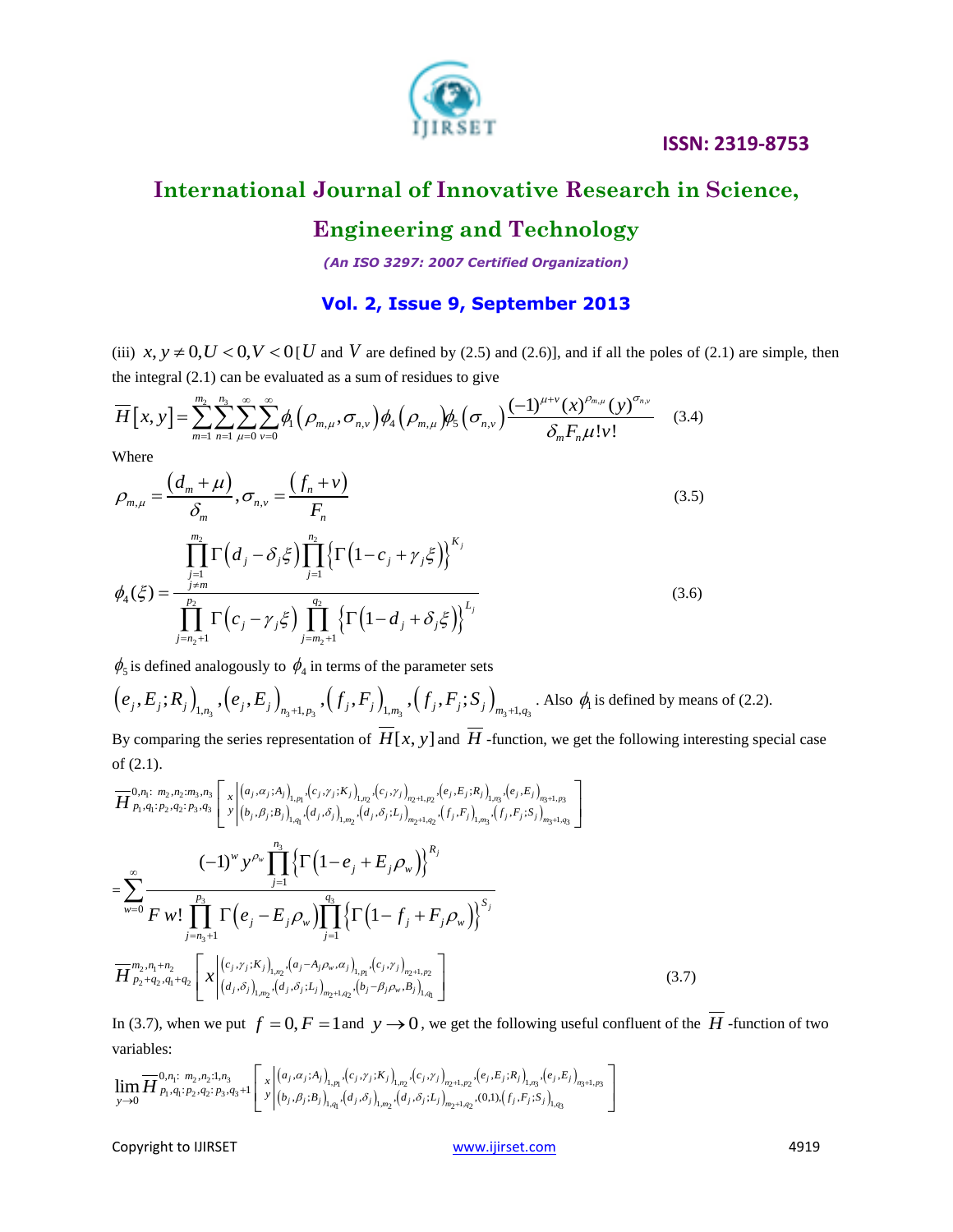(iii) $x, y \neq 0, U < 0, V < 0$ [$U$ and $V$ are defined by (2.5) and (2.6)], and if all the poles of (2.1) are simple, then the integral (2.1) can be evaluated as a sum of residues to give

$$\overline{H}[x,y] = \sum_{m=1}^{m_2}\sum_{n=1}^{n_3}\sum_{\mu=0}^{\infty}\sum_{v=0}^{\infty} \phi_1\left(\rho_{m,\mu},\sigma_{n,v}\right)\phi_4\left(\rho_{m,\mu}\right)\phi_5\left(\sigma_{n,v}\right)\frac{(-1)^{\mu+v}(x)^{\rho_{m,\mu}}(y)^{\sigma_{n,v}}}{\delta_m F_n \mu! v!} \quad (3.4)$$

Where

$$\rho_{m,\mu} = \frac{\left(d_m + \mu\right)}{\delta_m}, \sigma_{n,v} = \frac{\left(f_n + v\right)}{F_n} \quad (3.5)$$

$$\phi_4(\xi) = \frac{\prod_{\substack{j=1\\ j\neq m}}^{m_2}\Gamma\left(d_j - \delta_j\xi\right)\prod_{j=1}^{n_2}\left\{\Gamma\left(1-c_j+\gamma_j\xi\right)\right\}^{K_j}}{\prod_{j=n_2+1}^{p_2}\Gamma\left(c_j-\gamma_j\xi\right)\prod_{j=m_2+1}^{q_2}\left\{\Gamma\left(1-d_j+\delta_j\xi\right)\right\}^{L_j}} \quad (3.6)$$

$\phi_5$ is defined analogously to $\phi_4$ in terms of the parameter sets

$\left(e_j,E_j;R_j\right)_{1,n_3},\left(e_j,E_j\right)_{n_3+1,p_3},\left(f_j,F_j\right)_{1,m_3},\left(f_j,F_j;S_j\right)_{m_3+1,q_3}$. Also $\phi_1$ is defined by means of (2.2).

By comparing the series representation of $\overline{H}[x,y]$ and $\overline{H}$ -function, we get the following interesting special case of (2.1).

$$\overline{H}^{0,n_1:\,m_2,n_2:m_3,n_3}_{p_1,q_1:p_2,q_2:p_3,q_3}\left[\begin{matrix}x\\y\end{matrix}\middle|\begin{matrix}\left(a_j,\alpha_j;A_j\right)_{1,p_1},\left(c_j,\gamma_j;K_j\right)_{1,n_2},\left(c_j,\gamma_j\right)_{n_2+1,p_2},\left(e_j,E_j;R_j\right)_{1,n_3},\left(e_j,E_j\right)_{n_3+1,p_3}\\\left(b_j,\beta_j;B_j\right)_{1,q_1},\left(d_j,\delta_j\right)_{1,m_2},\left(d_j,\delta_j;L_j\right)_{m_2+1,q_2},\left(f_j,F_j\right)_{1,m_3},\left(f_j,F_j;S_j\right)_{m_3+1,q_3}\end{matrix}\right]$$

$$= \sum_{w=0}^{\infty}\frac{(-1)^w y^{\rho_w}\prod_{j=1}^{n_3}\left\{\Gamma\left(1-e_j+E_j\rho_w\right)\right\}^{R_j}}{F\,w!\prod_{j=n_3+1}^{p_3}\Gamma\left(e_j-E_j\rho_w\right)\prod_{j=1}^{q_3}\left\{\Gamma\left(1-f_j+F_j\rho_w\right)\right\}^{S_j}}$$

$$\overline{H}^{m_2,n_1+n_2}_{p_2+q_2,q_1+q_2}\left[x\middle|\begin{matrix}\left(c_j,\gamma_j;K_j\right)_{1,n_2},\left(a_j-A_j\rho_w,\alpha_j\right)_{1,p_1},\left(c_j,\gamma_j\right)_{n_2+1,p_2}\\\left(d_j,\delta_j\right)_{1,m_2},\left(d_j,\delta_j;L_j\right)_{m_2+1,q_2},\left(b_j-\beta_j\rho_w,B_j\right)_{1,q_1}\end{matrix}\right] \quad (3.7)$$

In (3.7), when we put $f=0, F=1$ and $y\to 0$, we get the following useful confluent of the $\overline{H}$ -function of two variables:

$$\lim_{y\to 0}\overline{H}^{0,n_1:\,m_2,n_2:1,n_3}_{p_1,q_1:p_2,q_2:p_3,q_3+1}\left[\begin{matrix}x\\y\end{matrix}\middle|\begin{matrix}\left(a_j,\alpha_j;A_j\right)_{1,p_1},\left(c_j,\gamma_j;K_j\right)_{1,n_2},\left(c_j,\gamma_j\right)_{n_2+1,p_2},\left(e_j,E_j;R_j\right)_{1,n_3},\left(e_j,E_j\right)_{n_3+1,p_3}\\\left(b_j,\beta_j;B_j\right)_{1,q_1},\left(d_j,\delta_j\right)_{1,m_2},\left(d_j,\delta_j;L_j\right)_{m_2+1,q_2},(0,1),\left(f_j,F_j;S_j\right)_{1,q_3}\end{matrix}\right]$$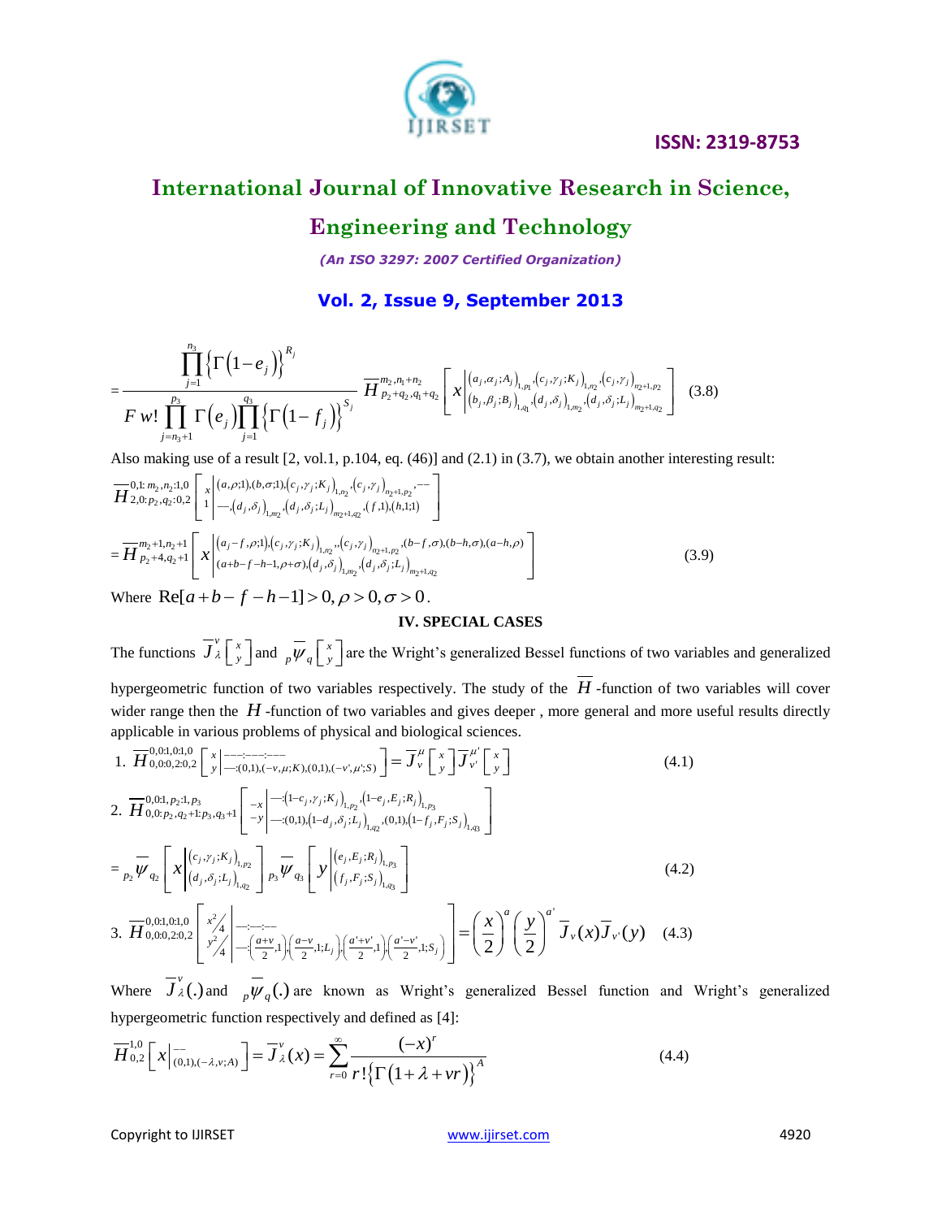$$= \frac{\prod_{j=1}^{n_3}\left\{\Gamma\left(1-e_j\right)\right\}^{R_j}}{F\, w!\prod_{j=n_3+1}^{p_3}\Gamma\left(e_j\right)\prod_{j=1}^{q_3}\left\{\Gamma\left(1-f_j\right)\right\}^{S_j}}\ \overline{H}^{m_2,n_1+n_2}_{p_2+q_2,q_1+q_2}\left[x\left|\begin{matrix}(a_j,\alpha_j;A_j)_{1,p_1},(c_j,\gamma_j;K_j)_{1,n_2},(c_j,\gamma_j)_{n_2+1,p_2}\\(b_j,\beta_j;B_j)_{1,q_1},(d_j,\delta_j)_{1,m_2},(d_j,\delta_j;L_j)_{m_2+1,q_2}\end{matrix}\right.\right] \quad (3.8)$$

Also making use of a result [2, vol.1, p.104, eq. (46)] and (2.1) in (3.7), we obtain another interesting result:

$$\overline{H}^{0,1:\,m_2,n_2:1,0}_{2,0:\,p_2,q_2:0,2}\left[\begin{matrix}x\\1\end{matrix}\left|\begin{matrix}(a,\rho;1),(b,\sigma;1),(c_j,\gamma_j;K_j)_{1,n_2},(c_j,\gamma_j)_{n_2+1,p_2},--\\--,(d_j,\delta_j)_{1,m_2},(d_j,\delta_j;L_j)_{m_2+1,q_2},(f,1),(h,1;1)\end{matrix}\right.\right]$$

$$= \overline{H}^{m_2+1,n_2+1}_{p_2+4,q_2+1}\left[x\left|\begin{matrix}(a_j-f,\rho;1),(c_j,\gamma_j;K_j)_{1,n_2},(c_j,\gamma_j)_{n_2+1,p_2},(b-f,\sigma),(b-h,\sigma),(a-h,\rho)\\(a+b-f-h-1,\rho+\sigma),(d_j,\delta_j)_{1,m_2},(d_j,\delta_j;L_j)_{m_2+1,q_2}\end{matrix}\right.\right] \quad (3.9)$$

Where $\mathrm{Re}[a+b-f-h-1]>0, \rho>0, \sigma>0$.

## IV. SPECIAL CASES

The functions $\overline{J}^{\,v}_{\lambda}\left[\begin{smallmatrix}x\\y\end{smallmatrix}\right]$ and ${}_p\overline{\psi}_q\left[\begin{smallmatrix}x\\y\end{smallmatrix}\right]$ are the Wright's generalized Bessel functions of two variables and generalized hypergeometric function of two variables respectively. The study of the $\overline{H}$-function of two variables will cover wider range then the $H$-function of two variables and gives deeper , more general and more useful results directly applicable in various problems of physical and biological sciences.

1. $$\overline{H}^{0,0:1,0:1,0}_{0,0:0,2:0,2}\left[\begin{matrix}x\\y\end{matrix}\left|\begin{matrix}---:---:---\\---:(0,1),(-v,\mu;K),(0,1),(-v',\mu';S)\end{matrix}\right.\right] = \overline{J}^{\,\mu}_{v}\left[\begin{smallmatrix}x\\y\end{smallmatrix}\right]\overline{J}^{\,\mu'}_{v'}\left[\begin{smallmatrix}x\\y\end{smallmatrix}\right] \quad (4.1)$$

2. $$\overline{H}^{0,0:1,p_2:1,p_3}_{0,0:p_2,q_2+1:p_3,q_3+1}\left[\begin{matrix}-x\\-y\end{matrix}\left|\begin{matrix}---:(1-c_j,\gamma_j;K_j)_{1,p_2},(1-e_j,E_j;R_j)_{1,p_3}\\---:(0,1),(1-d_j,\delta_j;L_j)_{1,q_2},(0,1),(1-f_j,F_j;S_j)_{1,q_3}\end{matrix}\right.\right]$$

$$= {}_{p_2}\overline{\psi}_{q_2}\left[x\left|\begin{matrix}(c_j,\gamma_j;K_j)_{1,p_2}\\(d_j,\delta_j;L_j)_{1,q_2}\end{matrix}\right.\right]{}_{p_3}\overline{\psi}_{q_3}\left[y\left|\begin{matrix}(e_j,E_j;R_j)_{1,p_3}\\(f_j,F_j;S_j)_{1,q_3}\end{matrix}\right.\right] \quad (4.2)$$

3. $$\overline{H}^{0,0:1,0:1,0}_{0,0:0,2:0,2}\left[\begin{matrix}x^2/4\\y^2/4\end{matrix}\left|\begin{matrix}---:---:---\\---:\left(\frac{a+v}{2},1\right),\left(\frac{a-v}{2},1;L_j\right),\left(\frac{a'+v'}{2},1\right),\left(\frac{a'-v'}{2},1;S_j\right)\end{matrix}\right.\right] = \left(\frac{x}{2}\right)^{a}\left(\frac{y}{2}\right)^{a'}\overline{J}_{v}(x)\overline{J}_{v'}(y) \quad (4.3)$$

Where $\overline{J}^{\,v}_{\lambda}(.)$ and ${}_p\overline{\psi}_q(.)$ are known as Wright's generalized Bessel function and Wright's generalized hypergeometric function respectively and defined as [4]:

$$\overline{H}^{1,0}_{0,2}\left[x\left|\begin{matrix}--\\(0,1),(-\lambda,v;A)\end{matrix}\right.\right] = \overline{J}^{\,v}_{\lambda}(x) = \sum_{r=0}^{\infty}\frac{(-x)^r}{r!\left\{\Gamma\left(1+\lambda+vr\right)\right\}^{A}} \quad (4.4)$$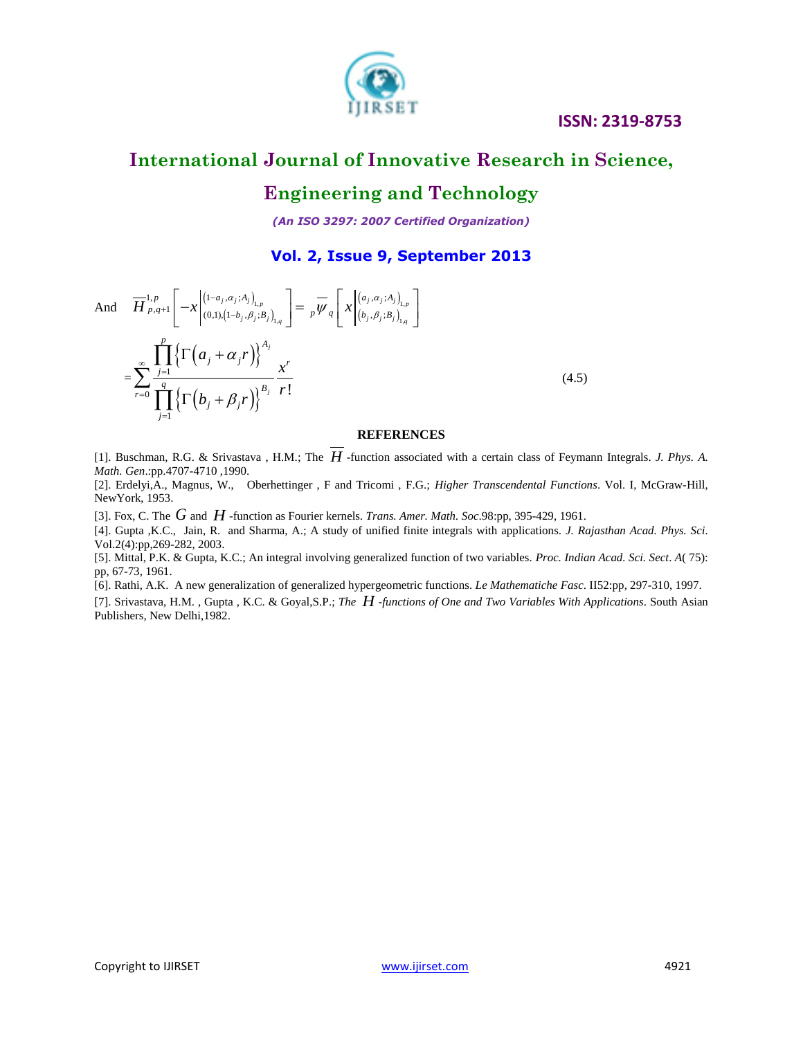And $\overline{H}^{1,p}_{p,q+1}\left[-x\left|\begin{matrix}\left(1-a_j,\alpha_j;A_j\right)_{1,p}\\(0,1),\left(1-b_j,\beta_j;B_j\right)_{1,q}\end{matrix}\right.\right]={}_p\overline{\psi}_q\left[x\left|\begin{matrix}\left(a_j,\alpha_j;A_j\right)_{1,p}\\\left(b_j,\beta_j;B_j\right)_{1,q}\end{matrix}\right.\right]$

$$=\sum_{r=0}^{\infty}\frac{\prod_{j=1}^{p}\left\{\Gamma\left(a_j+\alpha_j r\right)\right\}^{A_j}}{\prod_{j=1}^{q}\left\{\Gamma\left(b_j+\beta_j r\right)\right\}^{B_j}}\frac{x^r}{r!} \tag{4.5}$$

## REFERENCES

[1]. Buschman, R.G. & Srivastava , H.M.; The $\overline{H}$ -function associated with a certain class of Feymann Integrals. *J. Phys. A. Math. Gen*.:pp.4707-4710 ,1990.

[2]. Erdelyi,A., Magnus, W., Oberhettinger , F and Tricomi , F.G.; *Higher Transcendental Functions*. Vol. I, McGraw-Hill, NewYork, 1953.

[3]. Fox, C. The $G$ and $H$ -function as Fourier kernels. *Trans. Amer. Math. Soc*.98:pp, 395-429, 1961.

[4]. Gupta ,K.C., Jain, R. and Sharma, A.; A study of unified finite integrals with applications. *J. Rajasthan Acad. Phys. Sci*. Vol.2(4):pp,269-282, 2003.

[5]. Mittal, P.K. & Gupta, K.C.; An integral involving generalized function of two variables. *Proc. Indian Acad. Sci. Sect. A*( 75): pp, 67-73, 1961.

[6]. Rathi, A.K. A new generalization of generalized hypergeometric functions. *Le Mathematiche Fasc*. II52:pp, 297-310, 1997.

[7]. Srivastava, H.M. , Gupta , K.C. & Goyal,S.P.; *The $H$ -functions of One and Two Variables With Applications*. South Asian Publishers, New Delhi,1982.